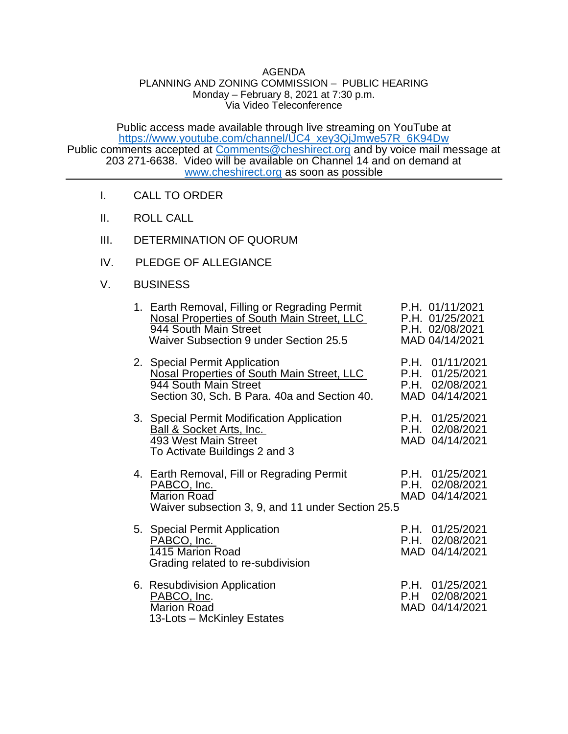AGENDA
PLANNING AND ZONING COMMISSION – PUBLIC HEARING
Monday – February 8, 2021 at 7:30 p.m.
Via Video Teleconference

Public access made available through live streaming on YouTube at https://www.youtube.com/channel/UC4_xey3QjJmwe57R_6K94Dw
Public comments accepted at Comments@cheshirect.org and by voice mail message at 203 271-6638. Video will be available on Channel 14 and on demand at www.cheshirect.org as soon as possible

---

I. CALL TO ORDER

II. ROLL CALL

III. DETERMINATION OF QUORUM

IV. PLEDGE OF ALLEGIANCE

V. BUSINESS

1. Earth Removal, Filling or Regrading Permit
   Nosal Properties of South Main Street, LLC
   944 South Main Street
   Waiver Subsection 9 under Section 25.5

   P.H. 01/11/2021
   P.H. 01/25/2021
   P.H. 02/08/2021
   MAD 04/14/2021

2. Special Permit Application
   Nosal Properties of South Main Street, LLC
   944 South Main Street
   Section 30, Sch. B Para. 40a and Section 40.

   P.H. 01/11/2021
   P.H. 01/25/2021
   P.H. 02/08/2021
   MAD 04/14/2021

3. Special Permit Modification Application
   Ball & Socket Arts, Inc.
   493 West Main Street
   To Activate Buildings 2 and 3

   P.H. 01/25/2021
   P.H. 02/08/2021
   MAD 04/14/2021

4. Earth Removal, Fill or Regrading Permit
   PABCO, Inc.
   Marion Road
   Waiver subsection 3, 9, and 11 under Section 25.5

   P.H. 01/25/2021
   P.H. 02/08/2021
   MAD 04/14/2021

5. Special Permit Application
   PABCO, Inc.
   1415 Marion Road
   Grading related to re-subdivision

   P.H. 01/25/2021
   P.H. 02/08/2021
   MAD 04/14/2021

6. Resubdivision Application
   PABCO, Inc.
   Marion Road
   13-Lots – McKinley Estates

   P.H. 01/25/2021
   P.H 02/08/2021
   MAD 04/14/2021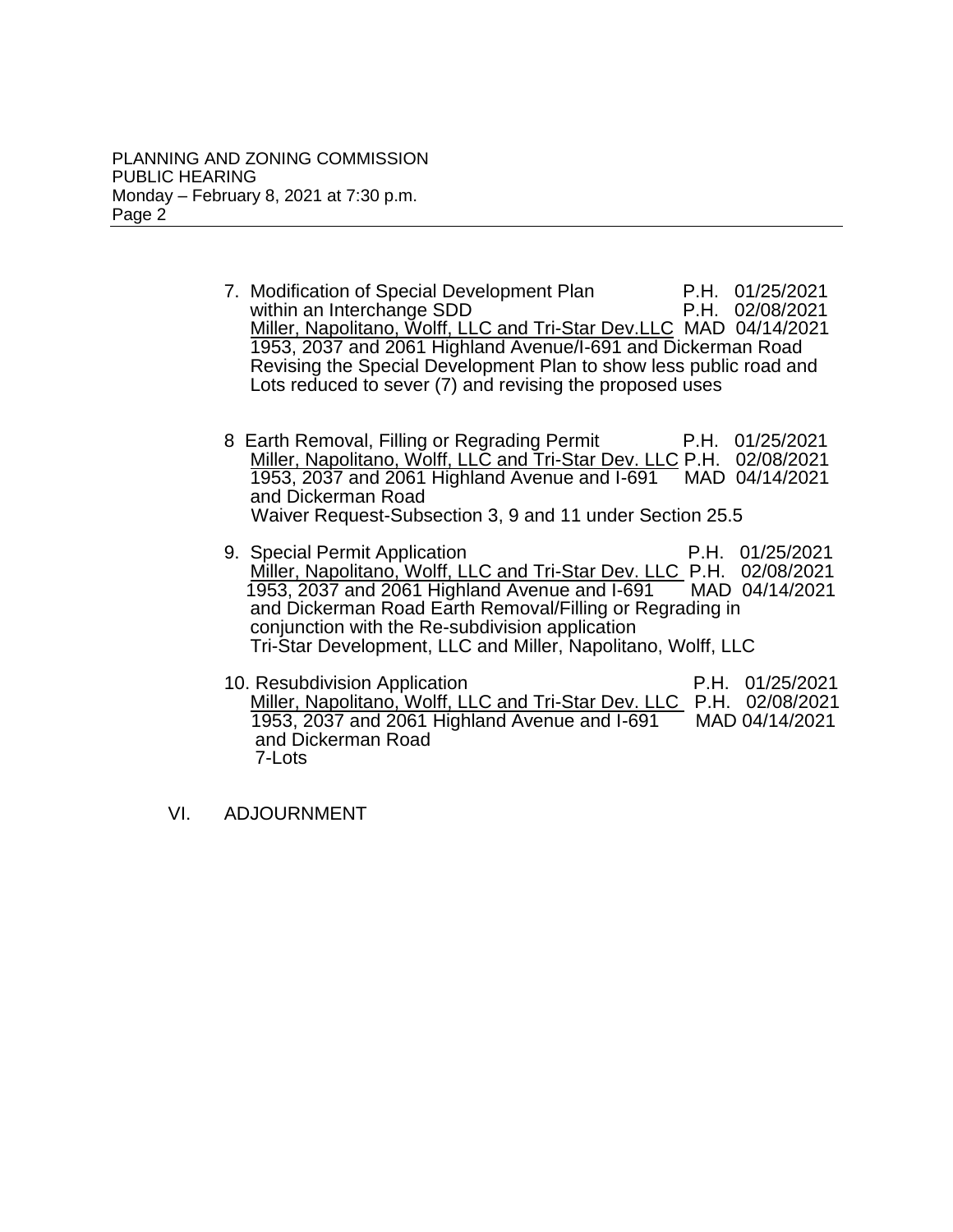7. Modification of Special Development Plan within an Interchange SDD
   P.H. 01/25/2021
   P.H. 02/08/2021
   MAD 04/14/2021

   Miller, Napolitano, Wolff, LLC and Tri-Star Dev.LLC
   1953, 2037 and 2061 Highland Avenue/I-691 and Dickerman Road
   Revising the Special Development Plan to show less public road and Lots reduced to sever (7) and revising the proposed uses

8. Earth Removal, Filling or Regrading Permit
   P.H. 01/25/2021
   P.H. 02/08/2021
   MAD 04/14/2021

   Miller, Napolitano, Wolff, LLC and Tri-Star Dev. LLC
   1953, 2037 and 2061 Highland Avenue and I-691 and Dickerman Road
   Waiver Request-Subsection 3, 9 and 11 under Section 25.5

9. Special Permit Application
   P.H. 01/25/2021
   P.H. 02/08/2021
   MAD 04/14/2021

   Miller, Napolitano, Wolff, LLC and Tri-Star Dev. LLC
   1953, 2037 and 2061 Highland Avenue and I-691 and Dickerman Road Earth Removal/Filling or Regrading in conjunction with the Re-subdivision application
   Tri-Star Development, LLC and Miller, Napolitano, Wolff, LLC

10. Resubdivision Application
    P.H. 01/25/2021
    P.H. 02/08/2021
    MAD 04/14/2021

    Miller, Napolitano, Wolff, LLC and Tri-Star Dev. LLC
    1953, 2037 and 2061 Highland Avenue and I-691 and Dickerman Road
    7-Lots

VI. ADJOURNMENT